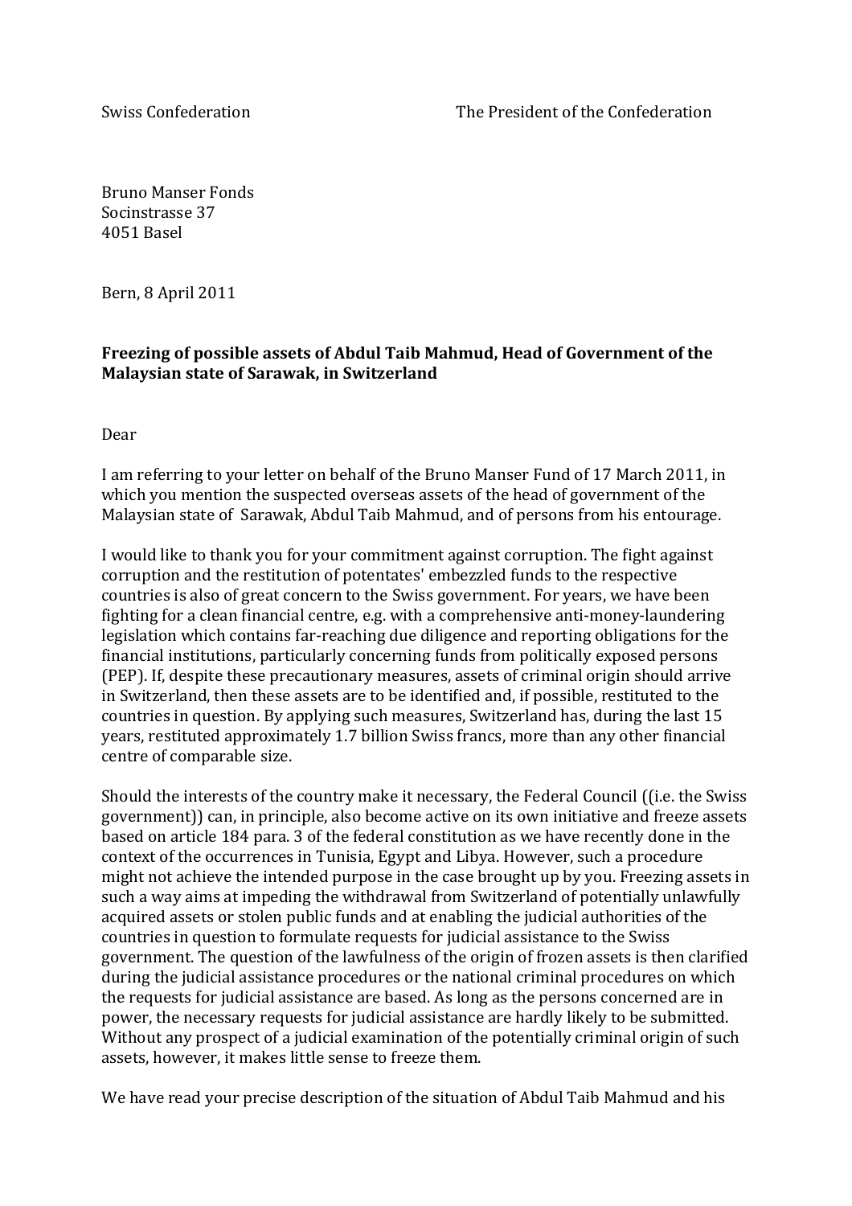Swiss Confederation The President of the Confederation

Bruno Manser Fonds
Socinstrasse 37
4051 Basel

Bern, 8 April 2011

**Freezing of possible assets of Abdul Taib Mahmud, Head of Government of the Malaysian state of Sarawak, in Switzerland**

Dear

I am referring to your letter on behalf of the Bruno Manser Fund of 17 March 2011, in which you mention the suspected overseas assets of the head of government of the Malaysian state of Sarawak, Abdul Taib Mahmud, and of persons from his entourage.

I would like to thank you for your commitment against corruption. The fight against corruption and the restitution of potentates' embezzled funds to the respective countries is also of great concern to the Swiss government. For years, we have been fighting for a clean financial centre, e.g. with a comprehensive anti-money-laundering legislation which contains far-reaching due diligence and reporting obligations for the financial institutions, particularly concerning funds from politically exposed persons (PEP). If, despite these precautionary measures, assets of criminal origin should arrive in Switzerland, then these assets are to be identified and, if possible, restituted to the countries in question. By applying such measures, Switzerland has, during the last 15 years, restituted approximately 1.7 billion Swiss francs, more than any other financial centre of comparable size.

Should the interests of the country make it necessary, the Federal Council ((i.e. the Swiss government)) can, in principle, also become active on its own initiative and freeze assets based on article 184 para. 3 of the federal constitution as we have recently done in the context of the occurrences in Tunisia, Egypt and Libya. However, such a procedure might not achieve the intended purpose in the case brought up by you. Freezing assets in such a way aims at impeding the withdrawal from Switzerland of potentially unlawfully acquired assets or stolen public funds and at enabling the judicial authorities of the countries in question to formulate requests for judicial assistance to the Swiss government. The question of the lawfulness of the origin of frozen assets is then clarified during the judicial assistance procedures or the national criminal procedures on which the requests for judicial assistance are based. As long as the persons concerned are in power, the necessary requests for judicial assistance are hardly likely to be submitted. Without any prospect of a judicial examination of the potentially criminal origin of such assets, however, it makes little sense to freeze them.

We have read your precise description of the situation of Abdul Taib Mahmud and his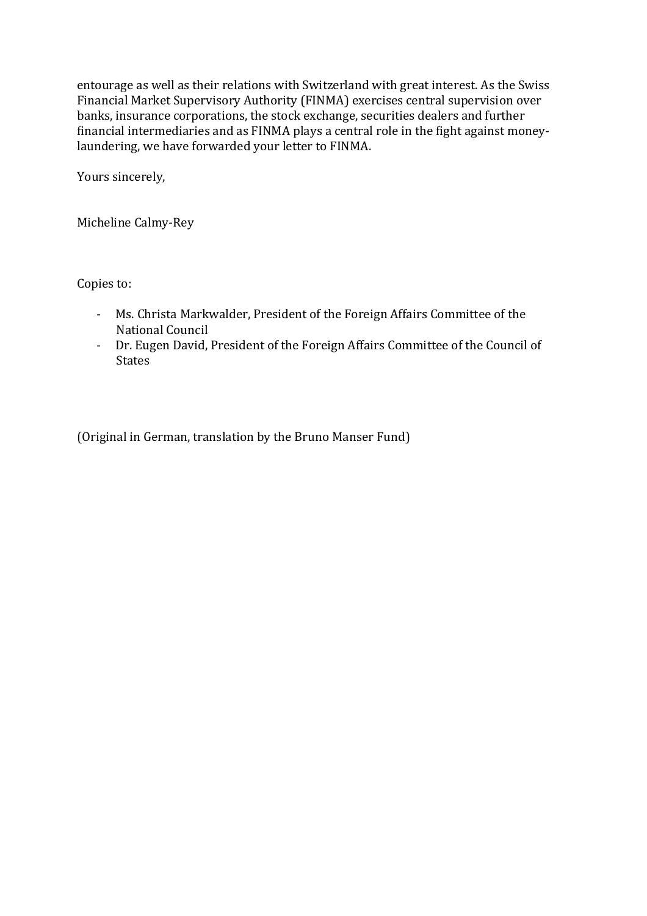entourage as well as their relations with Switzerland with great interest. As the Swiss Financial Market Supervisory Authority (FINMA) exercises central supervision over banks, insurance corporations, the stock exchange, securities dealers and further financial intermediaries and as FINMA plays a central role in the fight against money-laundering, we have forwarded your letter to FINMA.

Yours sincerely,

Micheline Calmy-Rey

Copies to:

- Ms. Christa Markwalder, President of the Foreign Affairs Committee of the National Council
- Dr. Eugen David, President of the Foreign Affairs Committee of the Council of States

(Original in German, translation by the Bruno Manser Fund)